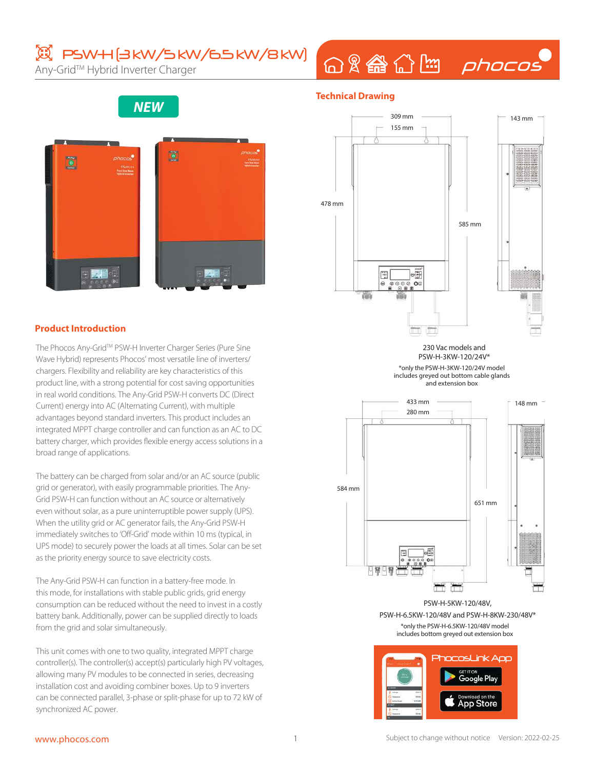# PSW-H (3 kW/5 kW/6.5 kW/8 kW)

Any-Grid™ Hybrid Inverter Charger

NEW

## Product Introduction

The Phocos Any-Grid™ PSW-H Inverter Charger Series (Pure Sine Wave Hybrid) represents Phocos' most versatile line of inverters/chargers. Flexibility and reliability are key characteristics of this product line, with a strong potential for cost saving opportunities in real world conditions. The Any-Grid PSW-H converts DC (Direct Current) energy into AC (Alternating Current), with multiple advantages beyond standard inverters. This product includes an integrated MPPT charge controller and can function as an AC to DC battery charger, which provides flexible energy access solutions in a broad range of applications.

The battery can be charged from solar and/or an AC source (public grid or generator), with easily programmable priorities. The Any-Grid PSW-H can function without an AC source or alternatively even without solar, as a pure uninterruptible power supply (UPS). When the utility grid or AC generator fails, the Any-Grid PSW-H immediately switches to 'Off-Grid' mode within 10 ms (typical, in UPS mode) to securely power the loads at all times. Solar can be set as the priority energy source to save electricity costs.

The Any-Grid PSW-H can function in a battery-free mode. In this mode, for installations with stable public grids, grid energy consumption can be reduced without the need to invest in a costly battery bank. Additionally, power can be supplied directly to loads from the grid and solar simultaneously.

This unit comes with one to two quality, integrated MPPT charge controller(s). The controller(s) accept(s) particularly high PV voltages, allowing many PV modules to be connected in series, decreasing installation cost and avoiding combiner boxes. Up to 9 inverters can be connected parallel, 3-phase or split-phase for up to 72 kW of synchronized AC power.

## Technical Drawing

309 mm, 155 mm, 143 mm, 478 mm, 585 mm

230 Vac models and PSW-H-3KW-120/24V*

*only the PSW-H-3KW-120/24V model includes greyed out bottom cable glands and extension box

433 mm, 280 mm, 148 mm, 584 mm, 651 mm

PSW-H-5KW-120/48V, PSW-H-6.5KW-120/48V and PSW-H-8KW-230/48V*

*only the PSW-H-6.5KW-120/48V model includes bottom greyed out extension box

PhocosLink App

GET IT ON Google Play

Download on the App Store

www.phocos.com

Subject to change without notice  Version: 2022-02-25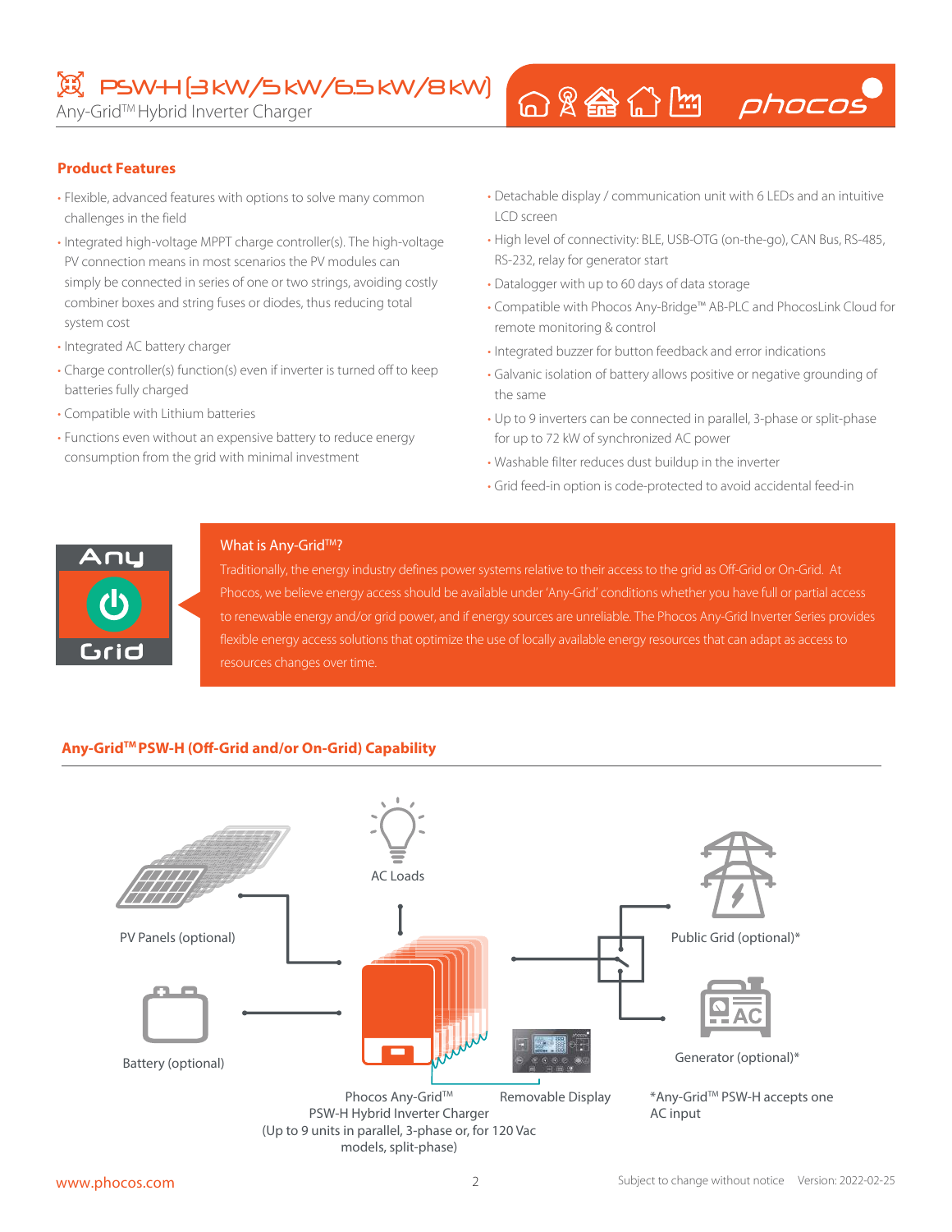# PSW-H (3 kW/5 kW/6.5 kW/8 kW)

Any-Grid™ Hybrid Inverter Charger

## Product Features

- Flexible, advanced features with options to solve many common challenges in the field
- Integrated high-voltage MPPT charge controller(s). The high-voltage PV connection means in most scenarios the PV modules can simply be connected in series of one or two strings, avoiding costly combiner boxes and string fuses or diodes, thus reducing total system cost
- Integrated AC battery charger
- Charge controller(s) function(s) even if inverter is turned off to keep batteries fully charged
- Compatible with Lithium batteries
- Functions even without an expensive battery to reduce energy consumption from the grid with minimal investment
- Detachable display / communication unit with 6 LEDs and an intuitive LCD screen
- High level of connectivity: BLE, USB-OTG (on-the-go), CAN Bus, RS-485, RS-232, relay for generator start
- Datalogger with up to 60 days of data storage
- Compatible with Phocos Any-Bridge™ AB-PLC and PhocosLink Cloud for remote monitoring & control
- Integrated buzzer for button feedback and error indications
- Galvanic isolation of battery allows positive or negative grounding of the same
- Up to 9 inverters can be connected in parallel, 3-phase or split-phase for up to 72 kW of synchronized AC power
- Washable filter reduces dust buildup in the inverter
- Grid feed-in option is code-protected to avoid accidental feed-in

### What is Any-Grid™?

Traditionally, the energy industry defines power systems relative to their access to the grid as Off-Grid or On-Grid. At Phocos, we believe energy access should be available under 'Any-Grid' conditions whether you have full or partial access to renewable energy and/or grid power, and if energy sources are unreliable. The Phocos Any-Grid Inverter Series provides flexible energy access solutions that optimize the use of locally available energy resources that can adapt as access to resources changes over time.

## Any-Grid™ PSW-H (Off-Grid and/or On-Grid) Capability

AC Loads

PV Panels (optional)

Public Grid (optional)*

Battery (optional)

Generator (optional)*

Phocos Any-Grid™ PSW-H Hybrid Inverter Charger (Up to 9 units in parallel, 3-phase or, for 120 Vac models, split-phase)

Removable Display

*Any-Grid™ PSW-H accepts one AC input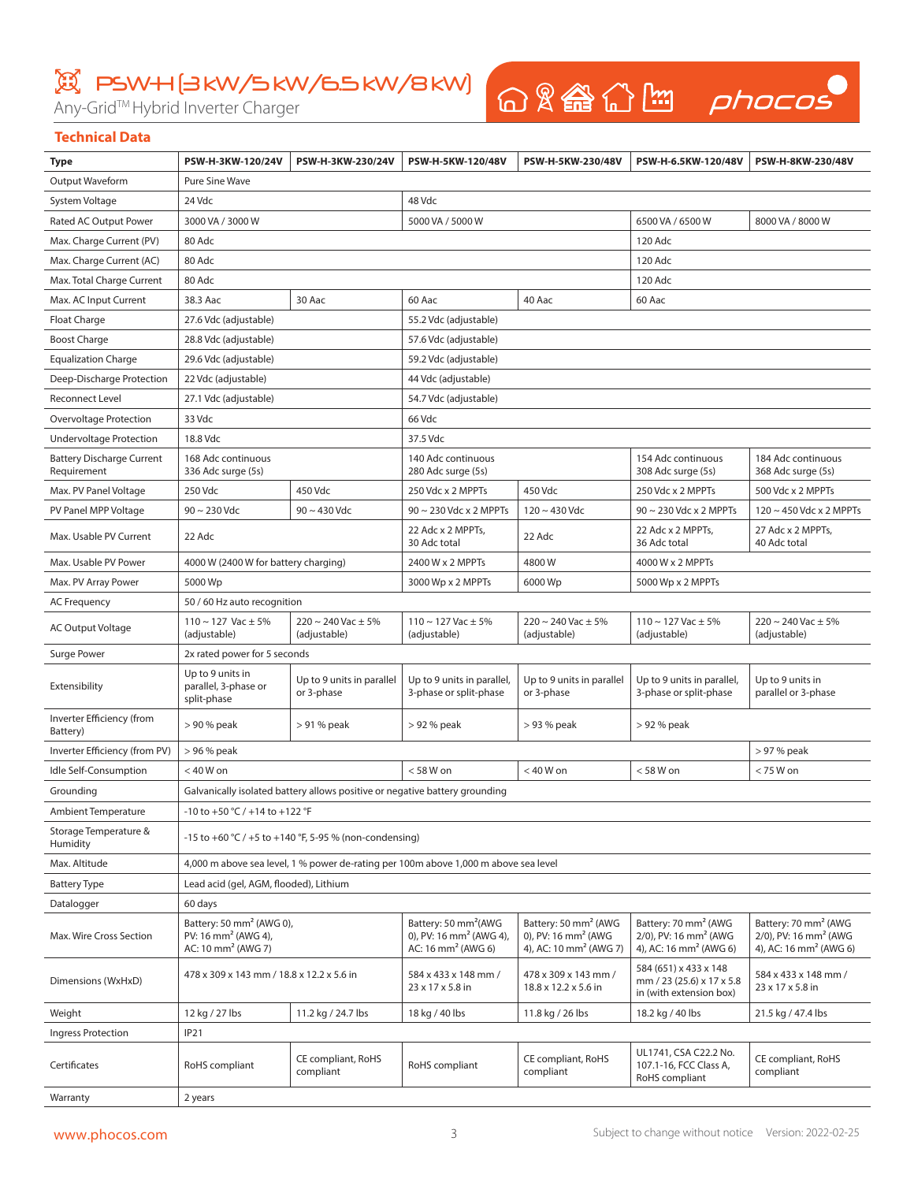# PSW-H (3kW/5kW/6.5kW/8kW)

Any-Grid™ Hybrid Inverter Charger

## Technical Data

| Type | PSW-H-3KW-120/24V | PSW-H-3KW-230/24V | PSW-H-5KW-120/48V | PSW-H-5KW-230/48V | PSW-H-6.5KW-120/48V | PSW-H-8KW-230/48V |
|---|---|---|---|---|---|---|
| Output Waveform | Pure Sine Wave | | | | | |
| System Voltage | 24 Vdc | | 48 Vdc | | | |
| Rated AC Output Power | 3000 VA / 3000 W | | 5000 VA / 5000 W | | 6500 VA / 6500 W | 8000 VA / 8000 W |
| Max. Charge Current (PV) | 80 Adc | | | | 120 Adc | |
| Max. Charge Current (AC) | 80 Adc | | | | 120 Adc | |
| Max. Total Charge Current | 80 Adc | | | | 120 Adc | |
| Max. AC Input Current | 38.3 Aac | 30 Aac | 60 Aac | 40 Aac | 60 Aac | |
| Float Charge | 27.6 Vdc (adjustable) | | 55.2 Vdc (adjustable) | | | |
| Boost Charge | 28.8 Vdc (adjustable) | | 57.6 Vdc (adjustable) | | | |
| Equalization Charge | 29.6 Vdc (adjustable) | | 59.2 Vdc (adjustable) | | | |
| Deep-Discharge Protection | 22 Vdc (adjustable) | | 44 Vdc (adjustable) | | | |
| Reconnect Level | 27.1 Vdc (adjustable) | | 54.7 Vdc (adjustable) | | | |
| Overvoltage Protection | 33 Vdc | | 66 Vdc | | | |
| Undervoltage Protection | 18.8 Vdc | | 37.5 Vdc | | | |
| Battery Discharge Current Requirement | 168 Adc continuous 336 Adc surge (5s) | | 140 Adc continuous 280 Adc surge (5s) | | 154 Adc continuous 308 Adc surge (5s) | 184 Adc continuous 368 Adc surge (5s) |
| Max. PV Panel Voltage | 250 Vdc | 450 Vdc | 250 Vdc x 2 MPPTs | 450 Vdc | 250 Vdc x 2 MPPTs | 500 Vdc x 2 MPPTs |
| PV Panel MPP Voltage | 90 ~ 230 Vdc | 90 ~ 430 Vdc | 90 ~ 230 Vdc x 2 MPPTs | 120 ~ 430 Vdc | 90 ~ 230 Vdc x 2 MPPTs | 120 ~ 450 Vdc x 2 MPPTs |
| Max. Usable PV Current | 22 Adc | | 22 Adc x 2 MPPTs, 30 Adc total | 22 Adc | 22 Adc x 2 MPPTs, 36 Adc total | 27 Adc x 2 MPPTs, 40 Adc total |
| Max. Usable PV Power | 4000 W (2400 W for battery charging) | | 2400 W x 2 MPPTs | 4800 W | 4000 W x 2 MPPTs | |
| Max. PV Array Power | 5000 Wp | | 3000 Wp x 2 MPPTs | 6000 Wp | 5000 Wp x 2 MPPTs | |
| AC Frequency | 50 / 60 Hz auto recognition | | | | | |
| AC Output Voltage | 110 ~ 127 Vac ± 5% (adjustable) | 220 ~ 240 Vac ± 5% (adjustable) | 110 ~ 127 Vac ± 5% (adjustable) | 220 ~ 240 Vac ± 5% (adjustable) | 110 ~ 127 Vac ± 5% (adjustable) | 220 ~ 240 Vac ± 5% (adjustable) |
| Surge Power | 2x rated power for 5 seconds | | | | | |
| Extensibility | Up to 9 units in parallel, 3-phase or split-phase | Up to 9 units in parallel or 3-phase | Up to 9 units in parallel, 3-phase or split-phase | Up to 9 units in parallel or 3-phase | Up to 9 units in parallel, 3-phase or split-phase | Up to 9 units in parallel or 3-phase |
| Inverter Efficiency (from Battery) | > 90 % peak | > 91 % peak | > 92 % peak | > 93 % peak | > 92 % peak | |
| Inverter Efficiency (from PV) | > 96 % peak | | | | | > 97 % peak |
| Idle Self-Consumption | < 40 W on | | < 58 W on | < 40 W on | < 58 W on | < 75 W on |
| Grounding | Galvanically isolated battery allows positive or negative battery grounding | | | | | |
| Ambient Temperature | -10 to +50 °C / +14 to +122 °F | | | | | |
| Storage Temperature & Humidity | -15 to +60 °C / +5 to +140 °F, 5-95 % (non-condensing) | | | | | |
| Max. Altitude | 4,000 m above sea level, 1 % power de-rating per 100m above 1,000 m above sea level | | | | | |
| Battery Type | Lead acid (gel, AGM, flooded), Lithium | | | | | |
| Datalogger | 60 days | | | | | |
| Max. Wire Cross Section | Battery: 50 mm² (AWG 0), PV: 16 mm² (AWG 4), AC: 10 mm² (AWG 7) | | Battery: 50 mm² (AWG 0), PV: 16 mm² (AWG 4), AC: 16 mm² (AWG 6) | Battery: 50 mm² (AWG 0), PV: 16 mm² (AWG 4), AC: 10 mm² (AWG 7) | Battery: 70 mm² (AWG 2/0), PV: 16 mm² (AWG 4), AC: 16 mm² (AWG 6) | Battery: 70 mm² (AWG 2/0), PV: 16 mm² (AWG 4), AC: 16 mm² (AWG 6) |
| Dimensions (WxHxD) | 478 x 309 x 143 mm / 18.8 x 12.2 x 5.6 in | | 584 x 433 x 148 mm / 23 x 17 x 5.8 in | 478 x 309 x 143 mm / 18.8 x 12.2 x 5.6 in | 584 (651) x 433 x 148 mm / 23 (25.6) x 17 x 5.8 in (with extension box) | 584 x 433 x 148 mm / 23 x 17 x 5.8 in |
| Weight | 12 kg / 27 lbs | 11.2 kg / 24.7 lbs | 18 kg / 40 lbs | 11.8 kg / 26 lbs | 18.2 kg / 40 lbs | 21.5 kg / 47.4 lbs |
| Ingress Protection | IP21 | | | | | |
| Certificates | RoHS compliant | CE compliant, RoHS compliant | RoHS compliant | CE compliant, RoHS compliant | UL1741, CSA C22.2 No. 107.1-16, FCC Class A, RoHS compliant | CE compliant, RoHS compliant |
| Warranty | 2 years | | | | | |

www.phocos.com

Subject to change without notice Version: 2022-02-25